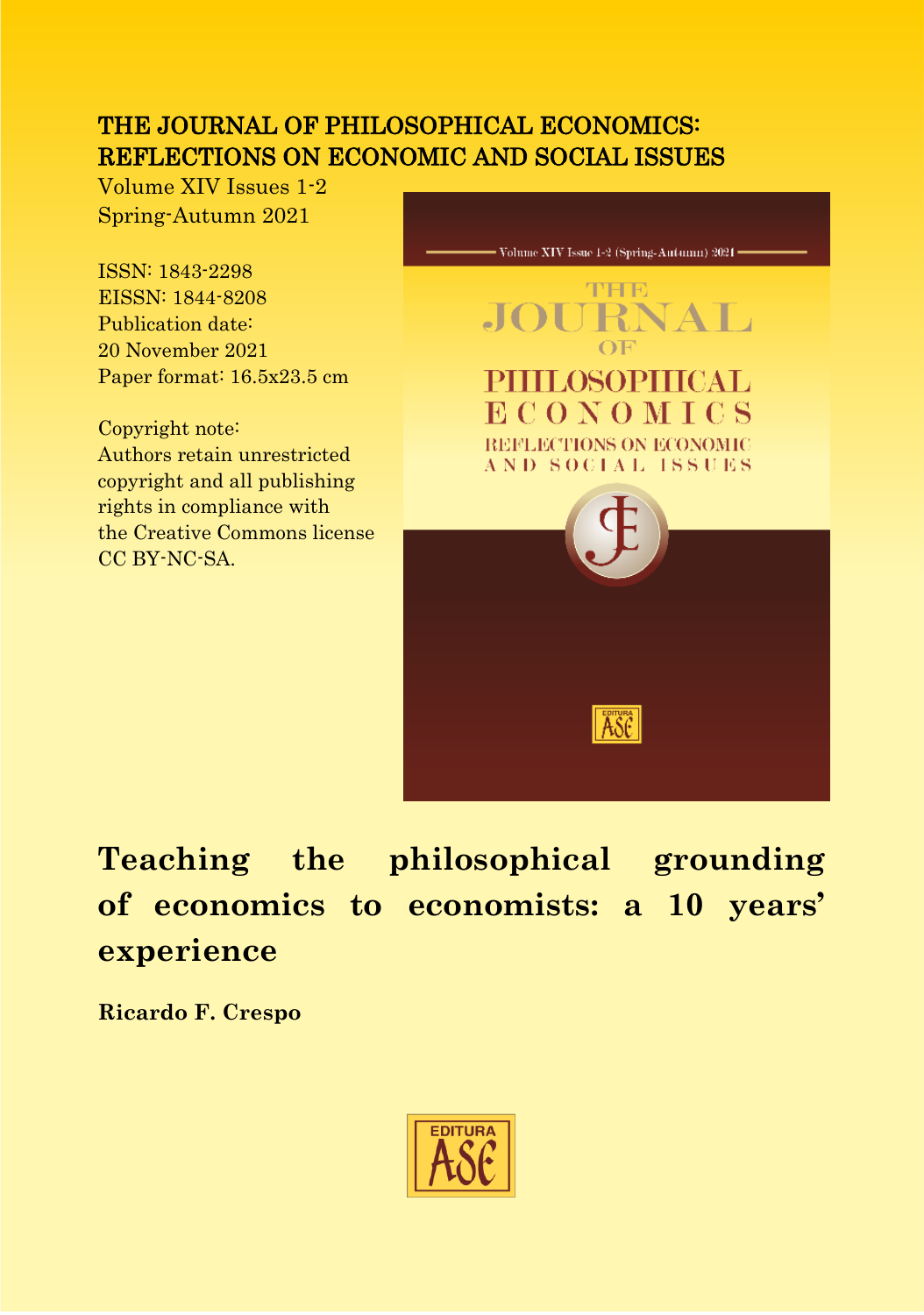THE JOURNAL OF PHILOSOPHICAL ECONOMICS: REFLECTIONS ON ECONOMIC AND SOCIAL ISSUES

Volume XIV Issues 1-2
Spring-Autumn 2021

ISSN: 1843-2298
EISSN: 1844-8208
Publication date:
20 November 2021
Paper format: 16.5x23.5 cm

Copyright note:
Authors retain unrestricted copyright and all publishing rights in compliance with the Creative Commons license CC BY-NC-SA.

# Teaching the philosophical grounding of economics to economists: a 10 years' experience

**Ricardo F. Crespo**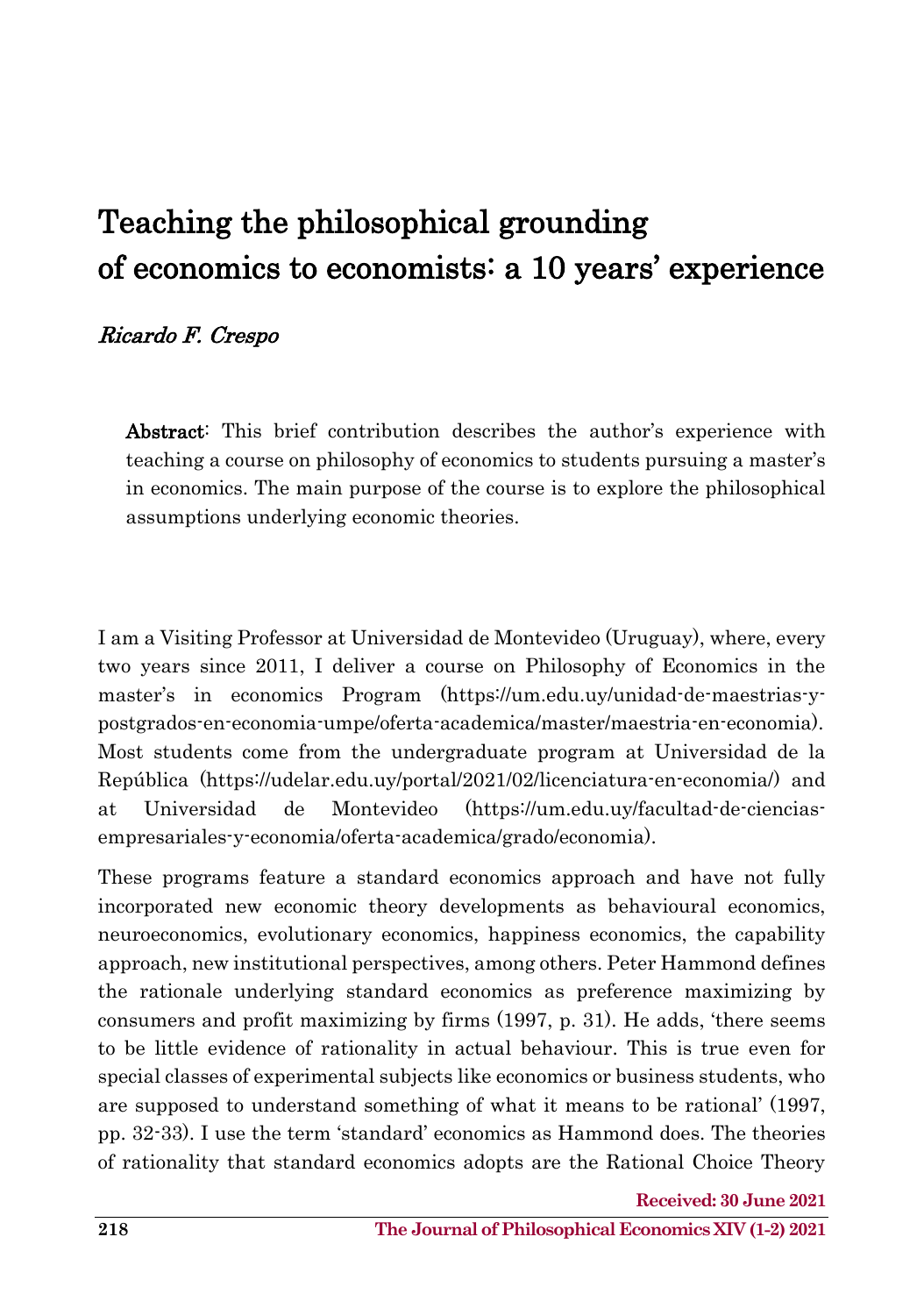# Teaching the philosophical grounding of economics to economists: a 10 years' experience

*Ricardo F. Crespo*

**Abstract**: This brief contribution describes the author's experience with teaching a course on philosophy of economics to students pursuing a master's in economics. The main purpose of the course is to explore the philosophical assumptions underlying economic theories.

I am a Visiting Professor at Universidad de Montevideo (Uruguay), where, every two years since 2011, I deliver a course on Philosophy of Economics in the master's in economics Program (https://um.edu.uy/unidad-de-maestrias-y-postgrados-en-economia-umpe/oferta-academica/master/maestria-en-economia). Most students come from the undergraduate program at Universidad de la República (https://udelar.edu.uy/portal/2021/02/licenciatura-en-economia/) and at Universidad de Montevideo (https://um.edu.uy/facultad-de-ciencias-empresariales-y-economia/oferta-academica/grado/economia).

These programs feature a standard economics approach and have not fully incorporated new economic theory developments as behavioural economics, neuroeconomics, evolutionary economics, happiness economics, the capability approach, new institutional perspectives, among others. Peter Hammond defines the rationale underlying standard economics as preference maximizing by consumers and profit maximizing by firms (1997, p. 31). He adds, 'there seems to be little evidence of rationality in actual behaviour. This is true even for special classes of experimental subjects like economics or business students, who are supposed to understand something of what it means to be rational' (1997, pp. 32-33). I use the term 'standard' economics as Hammond does. The theories of rationality that standard economics adopts are the Rational Choice Theory

Received: 30 June 2021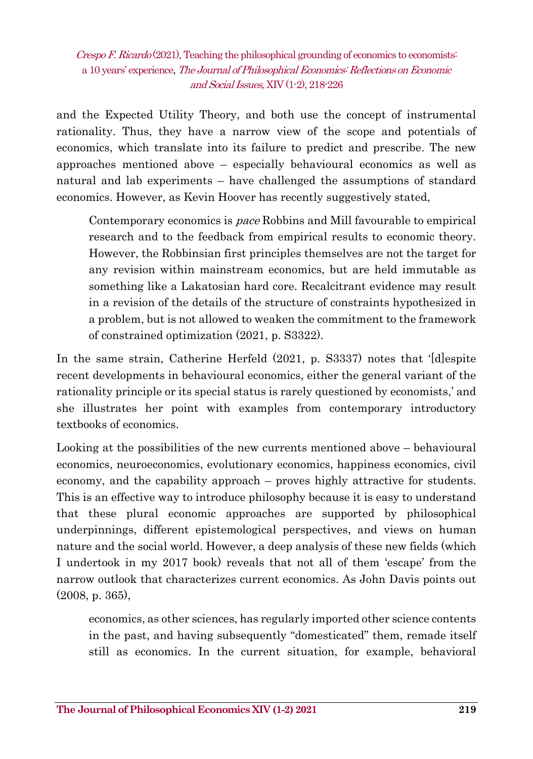and the Expected Utility Theory, and both use the concept of instrumental rationality. Thus, they have a narrow view of the scope and potentials of economics, which translate into its failure to predict and prescribe. The new approaches mentioned above – especially behavioural economics as well as natural and lab experiments – have challenged the assumptions of standard economics. However, as Kevin Hoover has recently suggestively stated,

> Contemporary economics is *pace* Robbins and Mill favourable to empirical research and to the feedback from empirical results to economic theory. However, the Robbinsian first principles themselves are not the target for any revision within mainstream economics, but are held immutable as something like a Lakatosian hard core. Recalcitrant evidence may result in a revision of the details of the structure of constraints hypothesized in a problem, but is not allowed to weaken the commitment to the framework of constrained optimization (2021, p. S3322).

In the same strain, Catherine Herfeld (2021, p. S3337) notes that '[d]espite recent developments in behavioural economics, either the general variant of the rationality principle or its special status is rarely questioned by economists,' and she illustrates her point with examples from contemporary introductory textbooks of economics.

Looking at the possibilities of the new currents mentioned above – behavioural economics, neuroeconomics, evolutionary economics, happiness economics, civil economy, and the capability approach – proves highly attractive for students. This is an effective way to introduce philosophy because it is easy to understand that these plural economic approaches are supported by philosophical underpinnings, different epistemological perspectives, and views on human nature and the social world. However, a deep analysis of these new fields (which I undertook in my 2017 book) reveals that not all of them 'escape' from the narrow outlook that characterizes current economics. As John Davis points out (2008, p. 365),

> economics, as other sciences, has regularly imported other science contents in the past, and having subsequently "domesticated" them, remade itself still as economics. In the current situation, for example, behavioral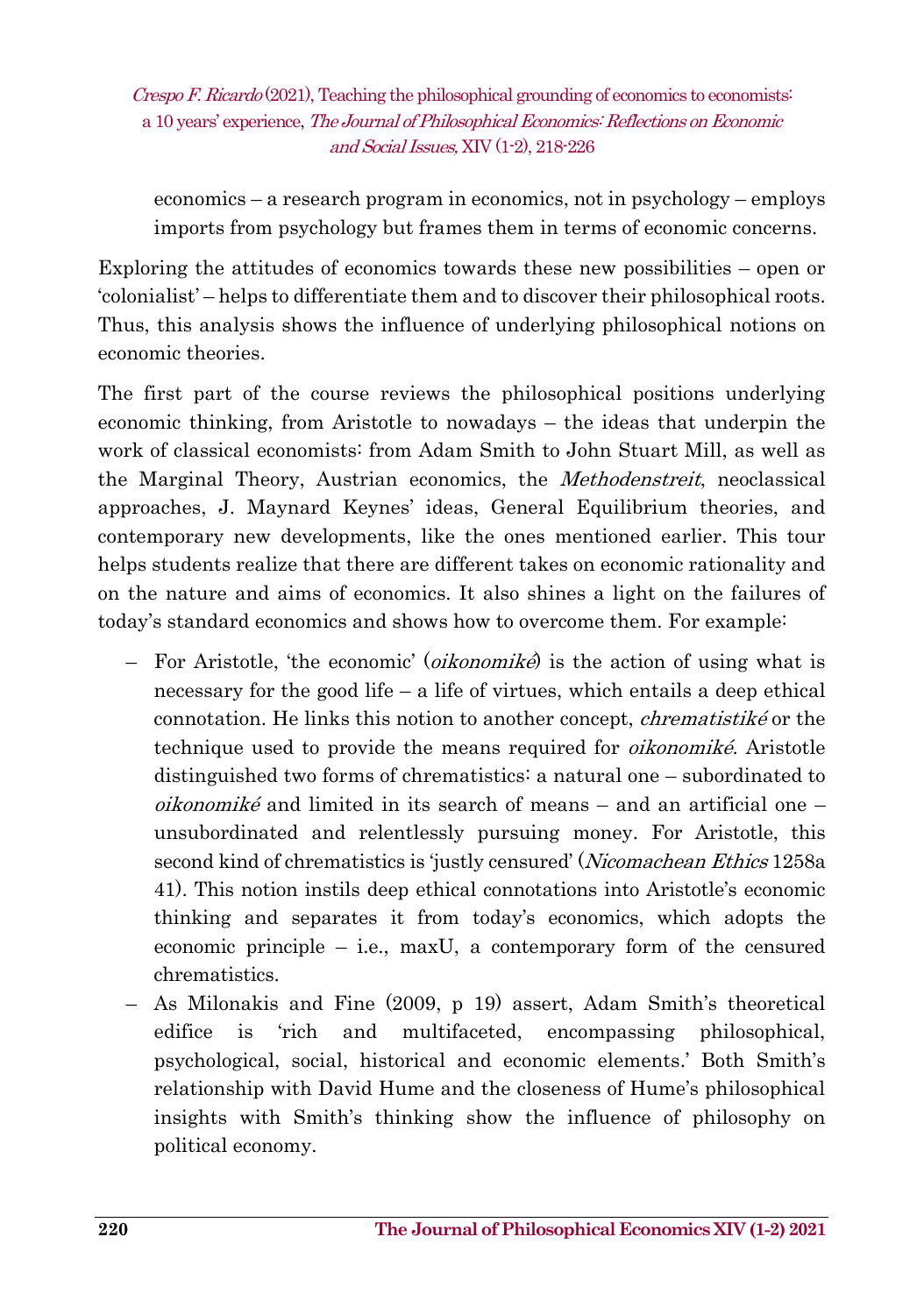economics – a research program in economics, not in psychology – employs imports from psychology but frames them in terms of economic concerns.

Exploring the attitudes of economics towards these new possibilities – open or 'colonialist' – helps to differentiate them and to discover their philosophical roots. Thus, this analysis shows the influence of underlying philosophical notions on economic theories.

The first part of the course reviews the philosophical positions underlying economic thinking, from Aristotle to nowadays – the ideas that underpin the work of classical economists: from Adam Smith to John Stuart Mill, as well as the Marginal Theory, Austrian economics, the *Methodenstreit*, neoclassical approaches, J. Maynard Keynes' ideas, General Equilibrium theories, and contemporary new developments, like the ones mentioned earlier. This tour helps students realize that there are different takes on economic rationality and on the nature and aims of economics. It also shines a light on the failures of today's standard economics and shows how to overcome them. For example:

- For Aristotle, 'the economic' (*oikonomiké*) is the action of using what is necessary for the good life – a life of virtues, which entails a deep ethical connotation. He links this notion to another concept, *chrematistiké* or the technique used to provide the means required for *oikonomiké*. Aristotle distinguished two forms of chrematistics: a natural one – subordinated to *oikonomiké* and limited in its search of means – and an artificial one – unsubordinated and relentlessly pursuing money. For Aristotle, this second kind of chrematistics is 'justly censured' (*Nicomachean Ethics* 1258a 41). This notion instils deep ethical connotations into Aristotle's economic thinking and separates it from today's economics, which adopts the economic principle – i.e., maxU, a contemporary form of the censured chrematistics.
- As Milonakis and Fine (2009, p 19) assert, Adam Smith's theoretical edifice is 'rich and multifaceted, encompassing philosophical, psychological, social, historical and economic elements.' Both Smith's relationship with David Hume and the closeness of Hume's philosophical insights with Smith's thinking show the influence of philosophy on political economy.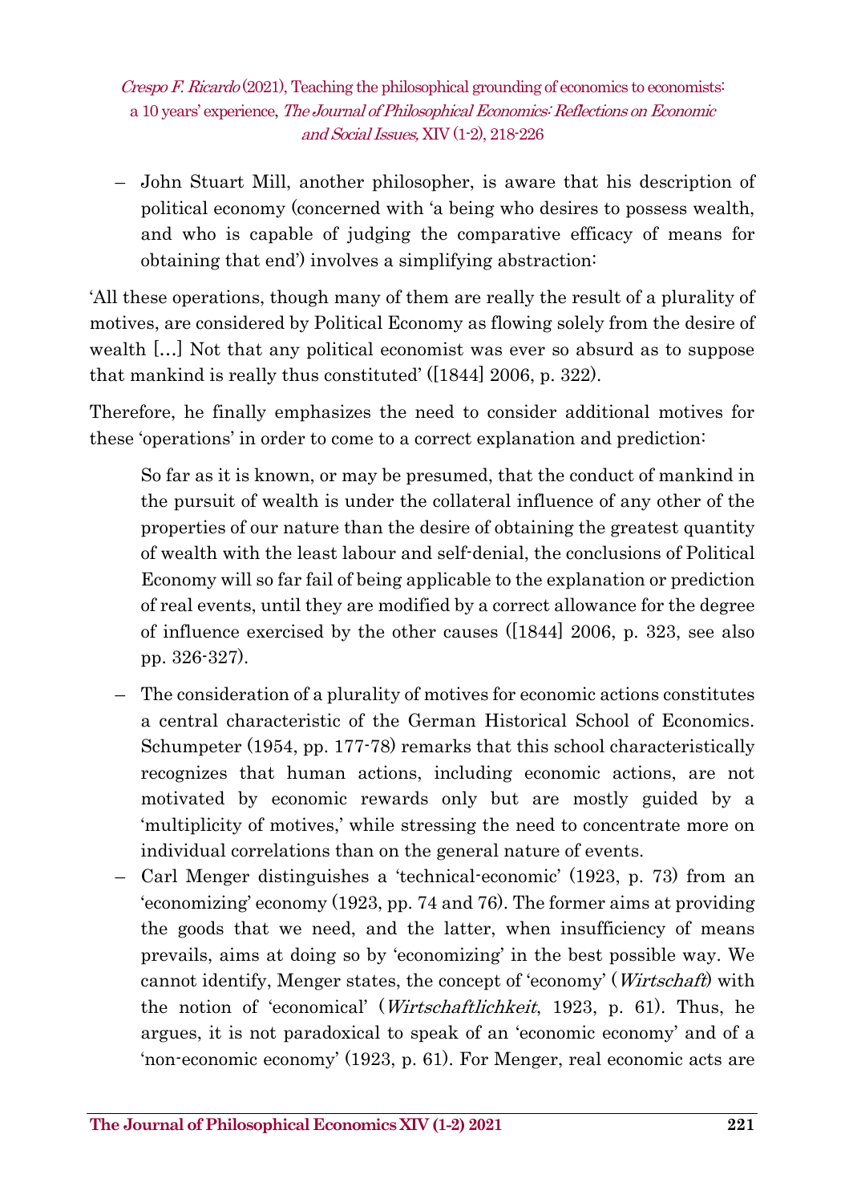- John Stuart Mill, another philosopher, is aware that his description of political economy (concerned with 'a being who desires to possess wealth, and who is capable of judging the comparative efficacy of means for obtaining that end') involves a simplifying abstraction:

'All these operations, though many of them are really the result of a plurality of motives, are considered by Political Economy as flowing solely from the desire of wealth […] Not that any political economist was ever so absurd as to suppose that mankind is really thus constituted' ([1844] 2006, p. 322).

Therefore, he finally emphasizes the need to consider additional motives for these 'operations' in order to come to a correct explanation and prediction:

> So far as it is known, or may be presumed, that the conduct of mankind in the pursuit of wealth is under the collateral influence of any other of the properties of our nature than the desire of obtaining the greatest quantity of wealth with the least labour and self-denial, the conclusions of Political Economy will so far fail of being applicable to the explanation or prediction of real events, until they are modified by a correct allowance for the degree of influence exercised by the other causes ([1844] 2006, p. 323, see also pp. 326-327).

- The consideration of a plurality of motives for economic actions constitutes a central characteristic of the German Historical School of Economics. Schumpeter (1954, pp. 177-78) remarks that this school characteristically recognizes that human actions, including economic actions, are not motivated by economic rewards only but are mostly guided by a 'multiplicity of motives,' while stressing the need to concentrate more on individual correlations than on the general nature of events.
- Carl Menger distinguishes a 'technical-economic' (1923, p. 73) from an 'economizing' economy (1923, pp. 74 and 76). The former aims at providing the goods that we need, and the latter, when insufficiency of means prevails, aims at doing so by 'economizing' in the best possible way. We cannot identify, Menger states, the concept of 'economy' (*Wirtschaft*) with the notion of 'economical' (*Wirtschaftlichkeit*, 1923, p. 61). Thus, he argues, it is not paradoxical to speak of an 'economic economy' and of a 'non-economic economy' (1923, p. 61). For Menger, real economic acts are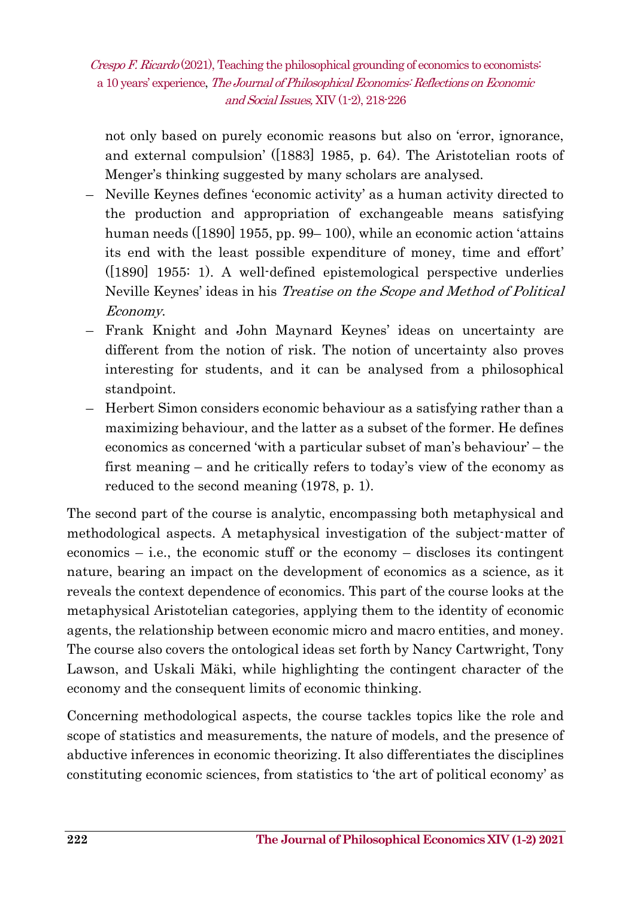not only based on purely economic reasons but also on 'error, ignorance, and external compulsion' ([1883] 1985, p. 64). The Aristotelian roots of Menger's thinking suggested by many scholars are analysed.

- Neville Keynes defines 'economic activity' as a human activity directed to the production and appropriation of exchangeable means satisfying human needs ([1890] 1955, pp. 99– 100), while an economic action 'attains its end with the least possible expenditure of money, time and effort' ([1890] 1955: 1). A well-defined epistemological perspective underlies Neville Keynes' ideas in his *Treatise on the Scope and Method of Political Economy*.
- Frank Knight and John Maynard Keynes' ideas on uncertainty are different from the notion of risk. The notion of uncertainty also proves interesting for students, and it can be analysed from a philosophical standpoint.
- Herbert Simon considers economic behaviour as a satisfying rather than a maximizing behaviour, and the latter as a subset of the former. He defines economics as concerned 'with a particular subset of man's behaviour' – the first meaning – and he critically refers to today's view of the economy as reduced to the second meaning (1978, p. 1).

The second part of the course is analytic, encompassing both metaphysical and methodological aspects. A metaphysical investigation of the subject-matter of economics – i.e., the economic stuff or the economy – discloses its contingent nature, bearing an impact on the development of economics as a science, as it reveals the context dependence of economics. This part of the course looks at the metaphysical Aristotelian categories, applying them to the identity of economic agents, the relationship between economic micro and macro entities, and money. The course also covers the ontological ideas set forth by Nancy Cartwright, Tony Lawson, and Uskali Mäki, while highlighting the contingent character of the economy and the consequent limits of economic thinking.

Concerning methodological aspects, the course tackles topics like the role and scope of statistics and measurements, the nature of models, and the presence of abductive inferences in economic theorizing. It also differentiates the disciplines constituting economic sciences, from statistics to 'the art of political economy' as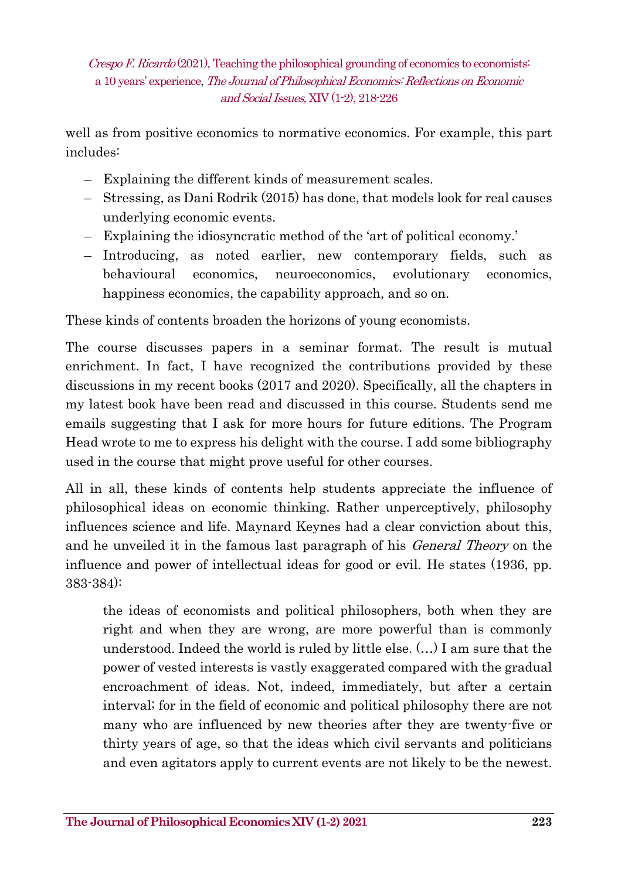well as from positive economics to normative economics. For example, this part includes:

- Explaining the different kinds of measurement scales.
- Stressing, as Dani Rodrik (2015) has done, that models look for real causes underlying economic events.
- Explaining the idiosyncratic method of the 'art of political economy.'
- Introducing, as noted earlier, new contemporary fields, such as behavioural economics, neuroeconomics, evolutionary economics, happiness economics, the capability approach, and so on.

These kinds of contents broaden the horizons of young economists.

The course discusses papers in a seminar format. The result is mutual enrichment. In fact, I have recognized the contributions provided by these discussions in my recent books (2017 and 2020). Specifically, all the chapters in my latest book have been read and discussed in this course. Students send me emails suggesting that I ask for more hours for future editions. The Program Head wrote to me to express his delight with the course. I add some bibliography used in the course that might prove useful for other courses.

All in all, these kinds of contents help students appreciate the influence of philosophical ideas on economic thinking. Rather unperceptively, philosophy influences science and life. Maynard Keynes had a clear conviction about this, and he unveiled it in the famous last paragraph of his *General Theory* on the influence and power of intellectual ideas for good or evil. He states (1936, pp. 383-384):

> the ideas of economists and political philosophers, both when they are right and when they are wrong, are more powerful than is commonly understood. Indeed the world is ruled by little else. (…) I am sure that the power of vested interests is vastly exaggerated compared with the gradual encroachment of ideas. Not, indeed, immediately, but after a certain interval; for in the field of economic and political philosophy there are not many who are influenced by new theories after they are twenty-five or thirty years of age, so that the ideas which civil servants and politicians and even agitators apply to current events are not likely to be the newest.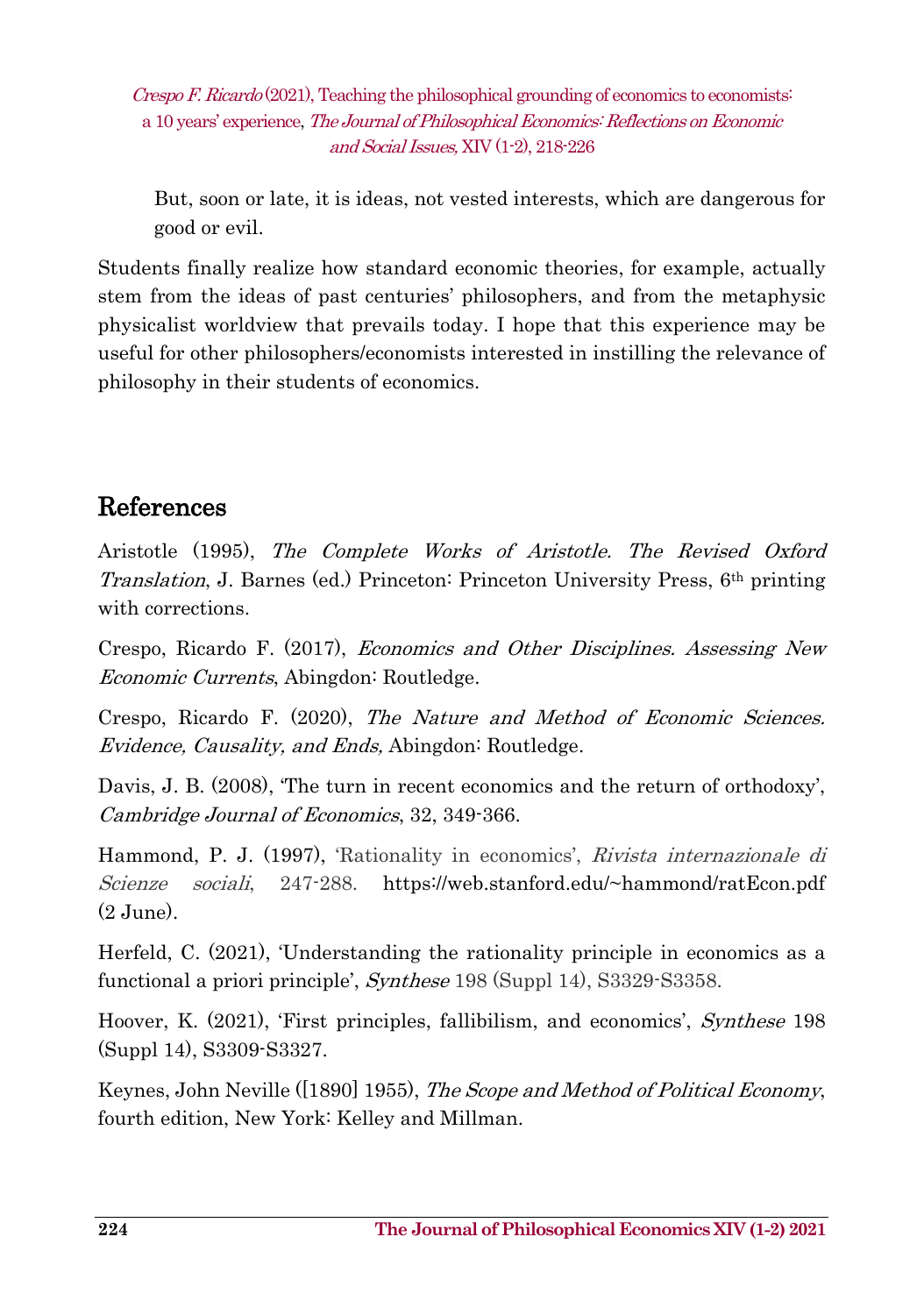But, soon or late, it is ideas, not vested interests, which are dangerous for good or evil.

Students finally realize how standard economic theories, for example, actually stem from the ideas of past centuries' philosophers, and from the metaphysic physicalist worldview that prevails today. I hope that this experience may be useful for other philosophers/economists interested in instilling the relevance of philosophy in their students of economics.

## References

Aristotle (1995), *The Complete Works of Aristotle. The Revised Oxford Translation*, J. Barnes (ed.) Princeton: Princeton University Press, 6th printing with corrections.

Crespo, Ricardo F. (2017), *Economics and Other Disciplines. Assessing New Economic Currents*, Abingdon: Routledge.

Crespo, Ricardo F. (2020), *The Nature and Method of Economic Sciences. Evidence, Causality, and Ends,* Abingdon: Routledge.

Davis, J. B. (2008), 'The turn in recent economics and the return of orthodoxy', *Cambridge Journal of Economics*, 32, 349-366.

Hammond, P. J. (1997), 'Rationality in economics', *Rivista internazionale di Scienze sociali*, 247-288. https://web.stanford.edu/~hammond/ratEcon.pdf (2 June).

Herfeld, C. (2021), 'Understanding the rationality principle in economics as a functional a priori principle', *Synthese* 198 (Suppl 14), S3329-S3358.

Hoover, K. (2021), 'First principles, fallibilism, and economics', *Synthese* 198 (Suppl 14), S3309-S3327.

Keynes, John Neville ([1890] 1955), *The Scope and Method of Political Economy*, fourth edition, New York: Kelley and Millman.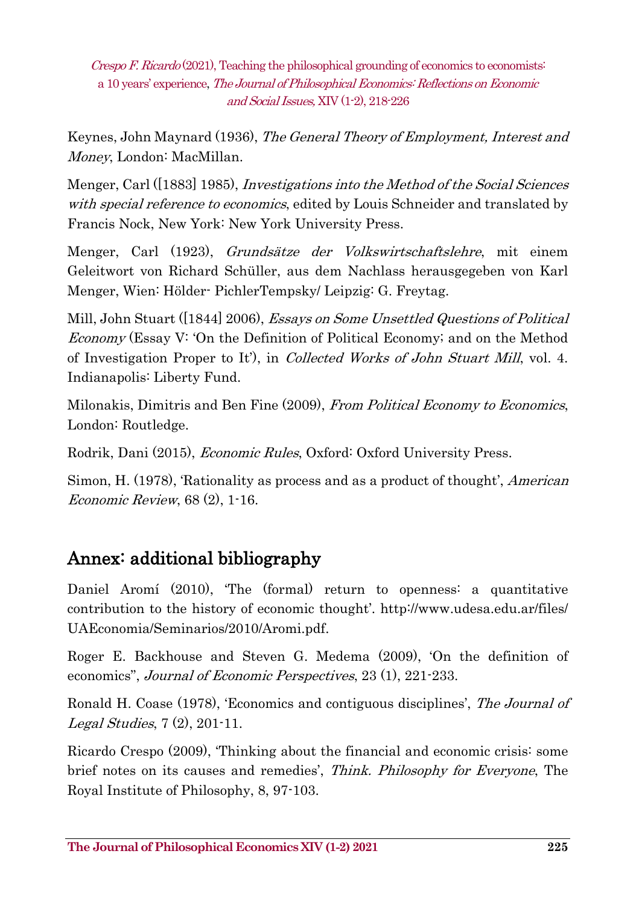Keynes, John Maynard (1936), *The General Theory of Employment, Interest and Money*, London: MacMillan.

Menger, Carl ([1883] 1985), *Investigations into the Method of the Social Sciences with special reference to economics*, edited by Louis Schneider and translated by Francis Nock, New York: New York University Press.

Menger, Carl (1923), *Grundsätze der Volkswirtschaftslehre*, mit einem Geleitwort von Richard Schüller, aus dem Nachlass herausgegeben von Karl Menger, Wien: Hölder- PichlerTempsky/ Leipzig: G. Freytag.

Mill, John Stuart ([1844] 2006), *Essays on Some Unsettled Questions of Political Economy* (Essay V: 'On the Definition of Political Economy; and on the Method of Investigation Proper to It'), in *Collected Works of John Stuart Mill*, vol. 4. Indianapolis: Liberty Fund.

Milonakis, Dimitris and Ben Fine (2009), *From Political Economy to Economics*, London: Routledge.

Rodrik, Dani (2015), *Economic Rules*, Oxford: Oxford University Press.

Simon, H. (1978), 'Rationality as process and as a product of thought', *American Economic Review*, 68 (2), 1-16.

## Annex: additional bibliography

Daniel Aromí (2010), 'The (formal) return to openness: a quantitative contribution to the history of economic thought'. http://www.udesa.edu.ar/files/UAEconomia/Seminarios/2010/Aromi.pdf.

Roger E. Backhouse and Steven G. Medema (2009), 'On the definition of economics", *Journal of Economic Perspectives*, 23 (1), 221-233.

Ronald H. Coase (1978), 'Economics and contiguous disciplines', *The Journal of Legal Studies*, 7 (2), 201-11.

Ricardo Crespo (2009), 'Thinking about the financial and economic crisis: some brief notes on its causes and remedies', *Think. Philosophy for Everyone*, The Royal Institute of Philosophy, 8, 97-103.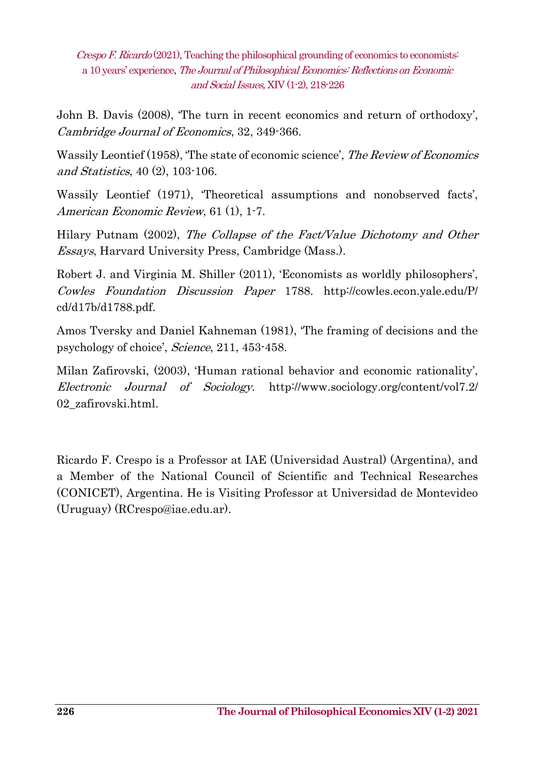John B. Davis (2008), 'The turn in recent economics and return of orthodoxy', *Cambridge Journal of Economics*, 32, 349-366.

Wassily Leontief (1958), 'The state of economic science', *The Review of Economics and Statistics*, 40 (2), 103-106.

Wassily Leontief (1971), 'Theoretical assumptions and nonobserved facts', *American Economic Review*, 61 (1), 1-7.

Hilary Putnam (2002), *The Collapse of the Fact/Value Dichotomy and Other Essays*, Harvard University Press, Cambridge (Mass.).

Robert J. and Virginia M. Shiller (2011), 'Economists as worldly philosophers', *Cowles Foundation Discussion Paper* 1788. http://cowles.econ.yale.edu/P/cd/d17b/d1788.pdf.

Amos Tversky and Daniel Kahneman (1981), 'The framing of decisions and the psychology of choice', *Science*, 211, 453-458.

Milan Zafirovski, (2003), 'Human rational behavior and economic rationality', *Electronic Journal of Sociology*. http://www.sociology.org/content/vol7.2/02_zafirovski.html.

Ricardo F. Crespo is a Professor at IAE (Universidad Austral) (Argentina), and a Member of the National Council of Scientific and Technical Researches (CONICET), Argentina. He is Visiting Professor at Universidad de Montevideo (Uruguay) (RCrespo@iae.edu.ar).